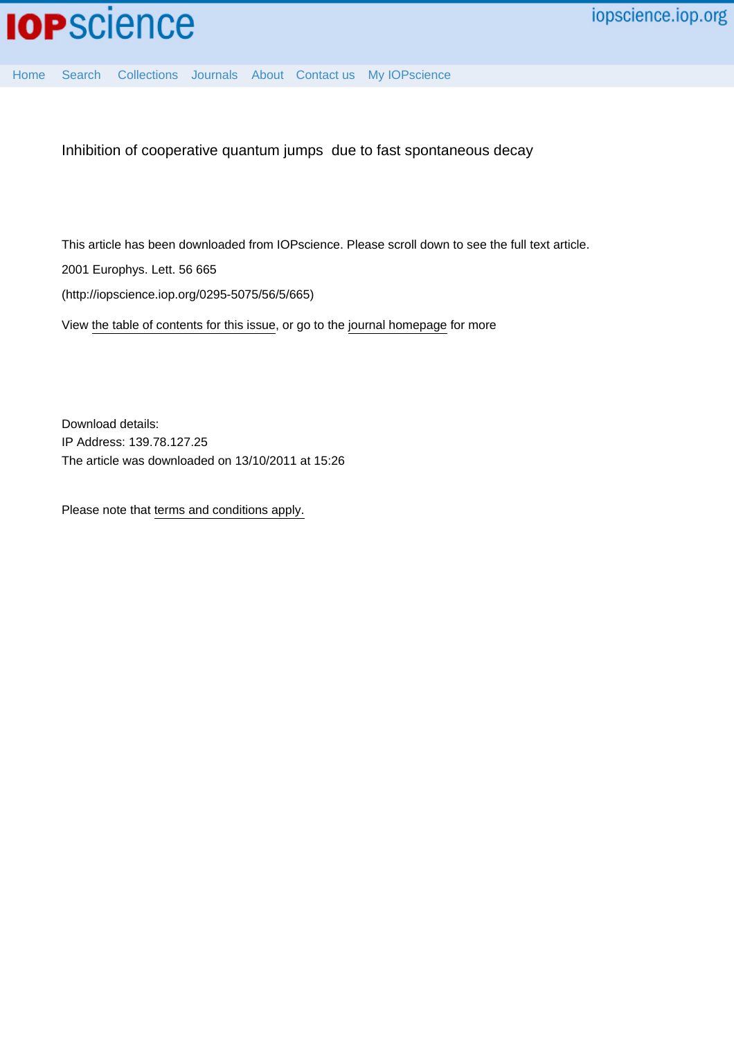# Inhibition of cooperative quantum jumps due to fast spontaneous decay

This article has been downloaded from IOPscience. Please scroll down to see the full text article.

2001 Europhys. Lett. 56 665

(http://iopscience.iop.org/0295-5075/56/5/665)

View the table of contents for this issue, or go to the journal homepage for more

Download details:
IP Address: 139.78.127.25
The article was downloaded on 13/10/2011 at 15:26

Please note that terms and conditions apply.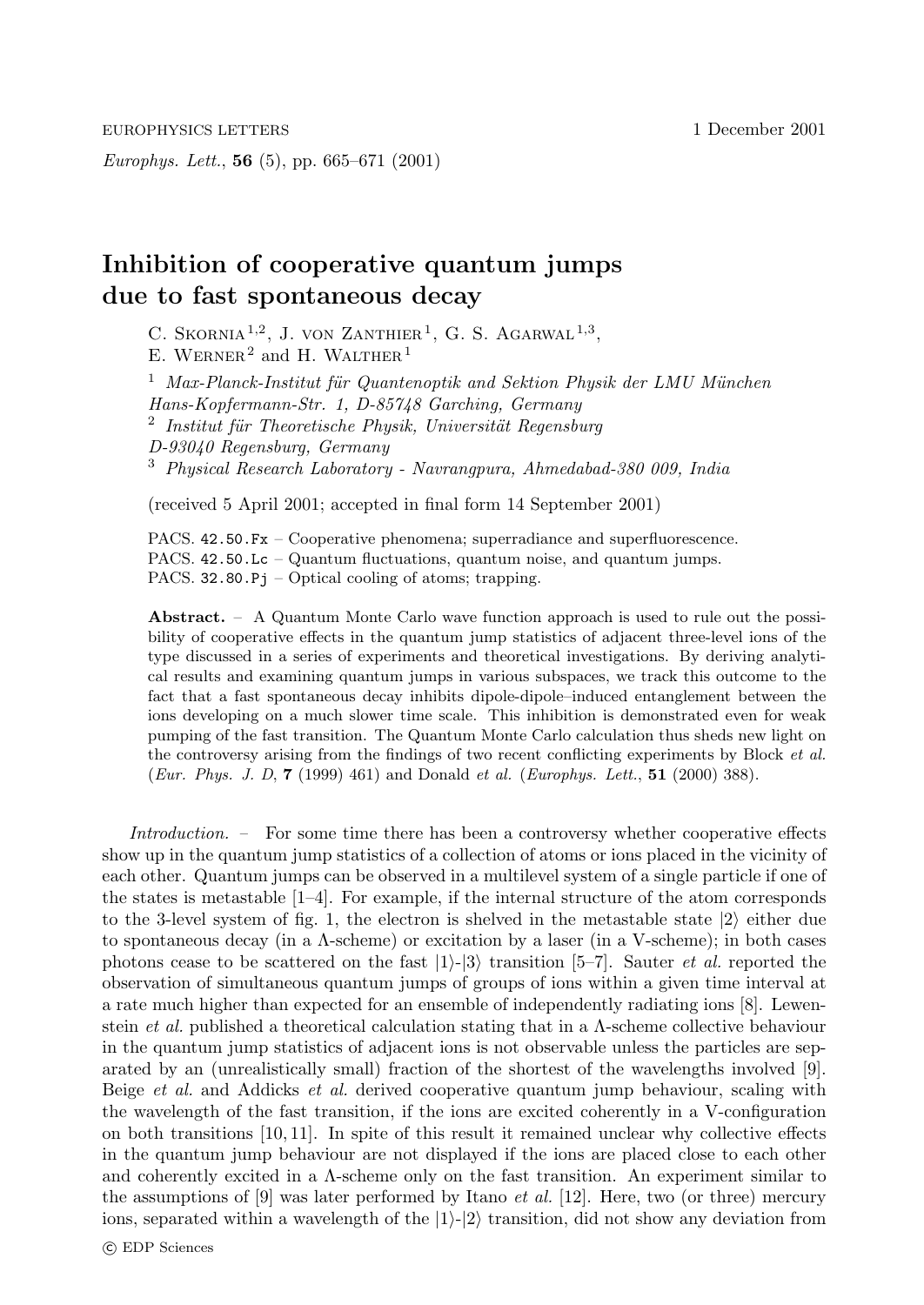EUROPHYSICS LETTERS 1 December 2001

*Europhys. Lett.*, **56** (5), pp. 665–671 (2001)

# Inhibition of cooperative quantum jumps due to fast spontaneous decay

C. Skornia[1,2], J. von Zanthier[1], G. S. Agarwal[1,3], E. Werner[2] and H. Walther[1]

[1] *Max-Planck-Institut für Quantenoptik and Sektion Physik der LMU München Hans-Kopfermann-Str. 1, D-85748 Garching, Germany*
[2] *Institut für Theoretische Physik, Universität Regensburg D-93040 Regensburg, Germany*
[3] *Physical Research Laboratory - Navrangpura, Ahmedabad-380 009, India*

(received 5 April 2001; accepted in final form 14 September 2001)

PACS. 42.50.Fx – Cooperative phenomena; superradiance and superfluorescence.
PACS. 42.50.Lc – Quantum fluctuations, quantum noise, and quantum jumps.
PACS. 32.80.Pj – Optical cooling of atoms; trapping.

**Abstract.** – A Quantum Monte Carlo wave function approach is used to rule out the possibility of cooperative effects in the quantum jump statistics of adjacent three-level ions of the type discussed in a series of experiments and theoretical investigations. By deriving analytical results and examining quantum jumps in various subspaces, we track this outcome to the fact that a fast spontaneous decay inhibits dipole-dipole–induced entanglement between the ions developing on a much slower time scale. This inhibition is demonstrated even for weak pumping of the fast transition. The Quantum Monte Carlo calculation thus sheds new light on the controversy arising from the findings of two recent conflicting experiments by Block *et al.* (*Eur. Phys. J. D*, **7** (1999) 461) and Donald *et al.* (*Europhys. Lett.*, **51** (2000) 388).

*Introduction.* – For some time there has been a controversy whether cooperative effects show up in the quantum jump statistics of a collection of atoms or ions placed in the vicinity of each other. Quantum jumps can be observed in a multilevel system of a single particle if one of the states is metastable [1–4]. For example, if the internal structure of the atom corresponds to the 3-level system of fig. 1, the electron is shelved in the metastable state $|2\rangle$ either due to spontaneous decay (in a $\Lambda$-scheme) or excitation by a laser (in a V-scheme); in both cases photons cease to be scattered on the fast $|1\rangle$-$|3\rangle$ transition [5–7]. Sauter *et al.* reported the observation of simultaneous quantum jumps of groups of ions within a given time interval at a rate much higher than expected for an ensemble of independently radiating ions [8]. Lewenstein *et al.* published a theoretical calculation stating that in a $\Lambda$-scheme collective behaviour in the quantum jump statistics of adjacent ions is not observable unless the particles are separated by an (unrealistically small) fraction of the shortest of the wavelengths involved [9]. Beige *et al.* and Addicks *et al.* derived cooperative quantum jump behaviour, scaling with the wavelength of the fast transition, if the ions are excited coherently in a V-configuration on both transitions [10, 11]. In spite of this result it remained unclear why collective effects in the quantum jump behaviour are not displayed if the ions are placed close to each other and coherently excited in a $\Lambda$-scheme only on the fast transition. An experiment similar to the assumptions of [9] was later performed by Itano *et al.* [12]. Here, two (or three) mercury ions, separated within a wavelength of the $|1\rangle$-$|2\rangle$ transition, did not show any deviation from

© EDP Sciences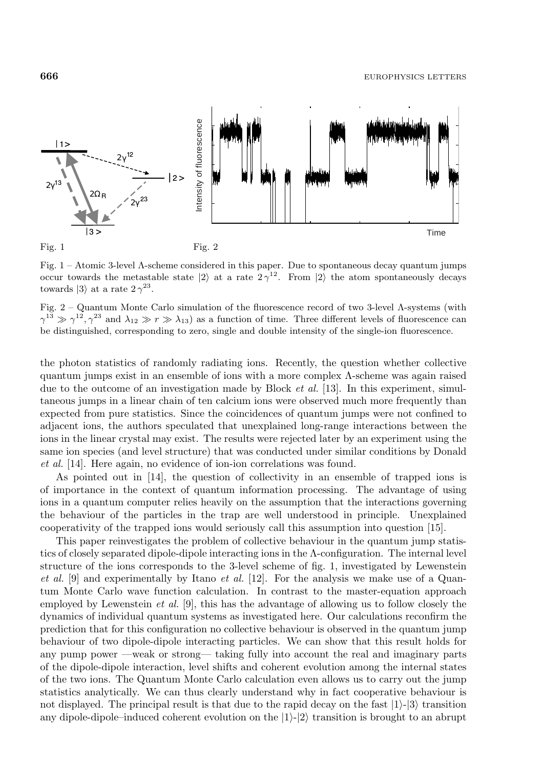Fig. 1

Fig. 2

Fig. 1 – Atomic 3-level Λ-scheme considered in this paper. Due to spontaneous decay quantum jumps occur towards the metastable state $|2\rangle$ at a rate $2\gamma^{12}$. From $|2\rangle$ the atom spontaneously decays towards $|3\rangle$ at a rate $2\gamma^{23}$.

Fig. 2 – Quantum Monte Carlo simulation of the fluorescence record of two 3-level Λ-systems (with $\gamma^{13} \gg \gamma^{12}, \gamma^{23}$ and $\lambda_{12} \gg r \gg \lambda_{13}$) as a function of time. Three different levels of fluorescence can be distinguished, corresponding to zero, single and double intensity of the single-ion fluorescence.

the photon statistics of randomly radiating ions. Recently, the question whether collective quantum jumps exist in an ensemble of ions with a more complex Λ-scheme was again raised due to the outcome of an investigation made by Block *et al.* [13]. In this experiment, simultaneous jumps in a linear chain of ten calcium ions were observed much more frequently than expected from pure statistics. Since the coincidences of quantum jumps were not confined to adjacent ions, the authors speculated that unexplained long-range interactions between the ions in the linear crystal may exist. The results were rejected later by an experiment using the same ion species (and level structure) that was conducted under similar conditions by Donald *et al.* [14]. Here again, no evidence of ion-ion correlations was found.

As pointed out in [14], the question of collectivity in an ensemble of trapped ions is of importance in the context of quantum information processing. The advantage of using ions in a quantum computer relies heavily on the assumption that the interactions governing the behaviour of the particles in the trap are well understood in principle. Unexplained cooperativity of the trapped ions would seriously call this assumption into question [15].

This paper reinvestigates the problem of collective behaviour in the quantum jump statistics of closely separated dipole-dipole interacting ions in the Λ-configuration. The internal level structure of the ions corresponds to the 3-level scheme of fig. 1, investigated by Lewenstein *et al.* [9] and experimentally by Itano *et al.* [12]. For the analysis we make use of a Quantum Monte Carlo wave function calculation. In contrast to the master-equation approach employed by Lewenstein *et al.* [9], this has the advantage of allowing us to follow closely the dynamics of individual quantum systems as investigated here. Our calculations reconfirm the prediction that for this configuration no collective behaviour is observed in the quantum jump behaviour of two dipole-dipole interacting particles. We can show that this result holds for any pump power —weak or strong— taking fully into account the real and imaginary parts of the dipole-dipole interaction, level shifts and coherent evolution among the internal states of the two ions. The Quantum Monte Carlo calculation even allows us to carry out the jump statistics analytically. We can thus clearly understand why in fact cooperative behaviour is not displayed. The principal result is that due to the rapid decay on the fast $|1\rangle$-$|3\rangle$ transition any dipole-dipole–induced coherent evolution on the $|1\rangle$-$|2\rangle$ transition is brought to an abrupt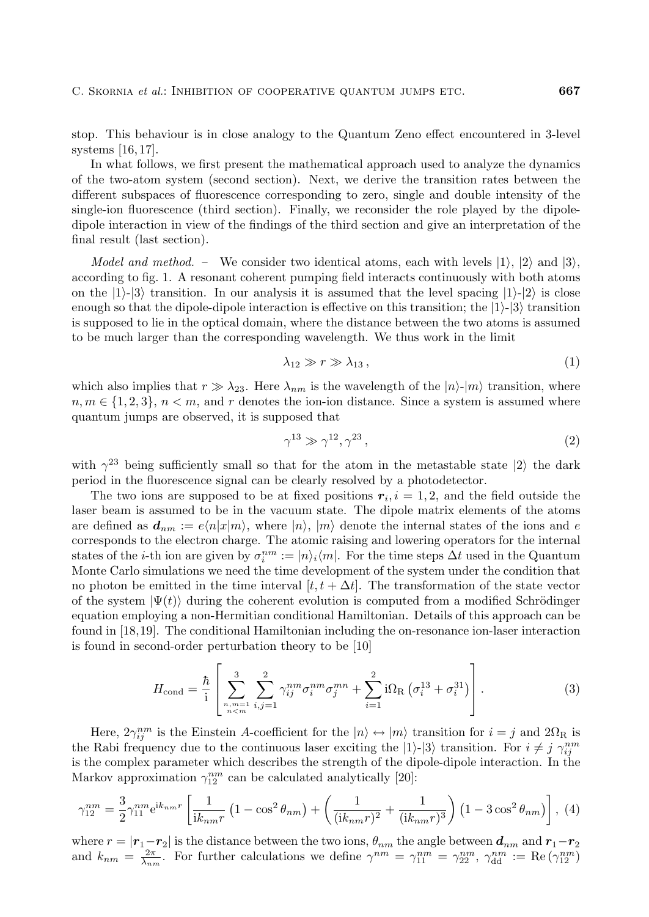stop. This behaviour is in close analogy to the Quantum Zeno effect encountered in 3-level systems [16, 17].

In what follows, we first present the mathematical approach used to analyze the dynamics of the two-atom system (second section). Next, we derive the transition rates between the different subspaces of fluorescence corresponding to zero, single and double intensity of the single-ion fluorescence (third section). Finally, we reconsider the role played by the dipole-dipole interaction in view of the findings of the third section and give an interpretation of the final result (last section).

*Model and method.* – We consider two identical atoms, each with levels $|1\rangle$, $|2\rangle$ and $|3\rangle$, according to fig. 1. A resonant coherent pumping field interacts continuously with both atoms on the $|1\rangle$-$|3\rangle$ transition. In our analysis it is assumed that the level spacing $|1\rangle$-$|2\rangle$ is close enough so that the dipole-dipole interaction is effective on this transition; the $|1\rangle$-$|3\rangle$ transition is supposed to lie in the optical domain, where the distance between the two atoms is assumed to be much larger than the corresponding wavelength. We thus work in the limit

$$\lambda_{12} \gg r \gg \lambda_{13}\,, \tag{1}$$

which also implies that $r \gg \lambda_{23}$. Here $\lambda_{nm}$ is the wavelength of the $|n\rangle$-$|m\rangle$ transition, where $n, m \in \{1, 2, 3\}$, $n < m$, and $r$ denotes the ion-ion distance. Since a system is assumed where quantum jumps are observed, it is supposed that

$$\gamma^{13} \gg \gamma^{12}, \gamma^{23}\,, \tag{2}$$

with $\gamma^{23}$ being sufficiently small so that for the atom in the metastable state $|2\rangle$ the dark period in the fluorescence signal can be clearly resolved by a photodetector.

The two ions are supposed to be at fixed positions $\boldsymbol{r}_i, i = 1, 2$, and the field outside the laser beam is assumed to be in the vacuum state. The dipole matrix elements of the atoms are defined as $\boldsymbol{d}_{nm} := e\langle n|x|m\rangle$, where $|n\rangle$, $|m\rangle$ denote the internal states of the ions and $e$ corresponds to the electron charge. The atomic raising and lowering operators for the internal states of the $i$-th ion are given by $\sigma_i^{nm} := |n\rangle_i\langle m|$. For the time steps $\Delta t$ used in the Quantum Monte Carlo simulations we need the time development of the system under the condition that no photon be emitted in the time interval $[t, t + \Delta t]$. The transformation of the state vector of the system $|\Psi(t)\rangle$ during the coherent evolution is computed from a modified Schrödinger equation employing a non-Hermitian conditional Hamiltonian. Details of this approach can be found in [18, 19]. The conditional Hamiltonian including the on-resonance ion-laser interaction is found in second-order perturbation theory to be [10]

$$H_{\mathrm{cond}} = \frac{\hbar}{\mathrm{i}}\left[\sum_{\substack{n,m=1\\ n<m}}^{3}\sum_{i,j=1}^{2}\gamma_{ij}^{nm}\sigma_i^{nm}\sigma_j^{mn} + \sum_{i=1}^{2}\mathrm{i}\Omega_{\mathrm{R}}\left(\sigma_i^{13}+\sigma_i^{31}\right)\right]. \tag{3}$$

Here, $2\gamma_{ij}^{nm}$ is the Einstein $A$-coefficient for the $|n\rangle \leftrightarrow |m\rangle$ transition for $i = j$ and $2\Omega_{\mathrm{R}}$ is the Rabi frequency due to the continuous laser exciting the $|1\rangle$-$|3\rangle$ transition. For $i \neq j$ $\gamma_{ij}^{nm}$ is the complex parameter which describes the strength of the dipole-dipole interaction. In the Markov approximation $\gamma_{12}^{nm}$ can be calculated analytically [20]:

$$\gamma_{12}^{nm} = \frac{3}{2}\gamma_{11}^{nm}\mathrm{e}^{\mathrm{i}k_{nm}r}\left[\frac{1}{\mathrm{i}k_{nm}r}\left(1-\cos^2\theta_{nm}\right)+\left(\frac{1}{(\mathrm{i}k_{nm}r)^2}+\frac{1}{(\mathrm{i}k_{nm}r)^3}\right)\left(1-3\cos^2\theta_{nm}\right)\right], \tag{4}$$

where $r = |\boldsymbol{r}_1 - \boldsymbol{r}_2|$ is the distance between the two ions, $\theta_{nm}$ the angle between $\boldsymbol{d}_{nm}$ and $\boldsymbol{r}_1 - \boldsymbol{r}_2$ and $k_{nm} = \frac{2\pi}{\lambda_{nm}}$. For further calculations we define $\gamma^{nm} = \gamma_{11}^{nm} = \gamma_{22}^{nm}$, $\gamma_{\mathrm{dd}}^{nm} := \mathrm{Re}\left(\gamma_{12}^{nm}\right)$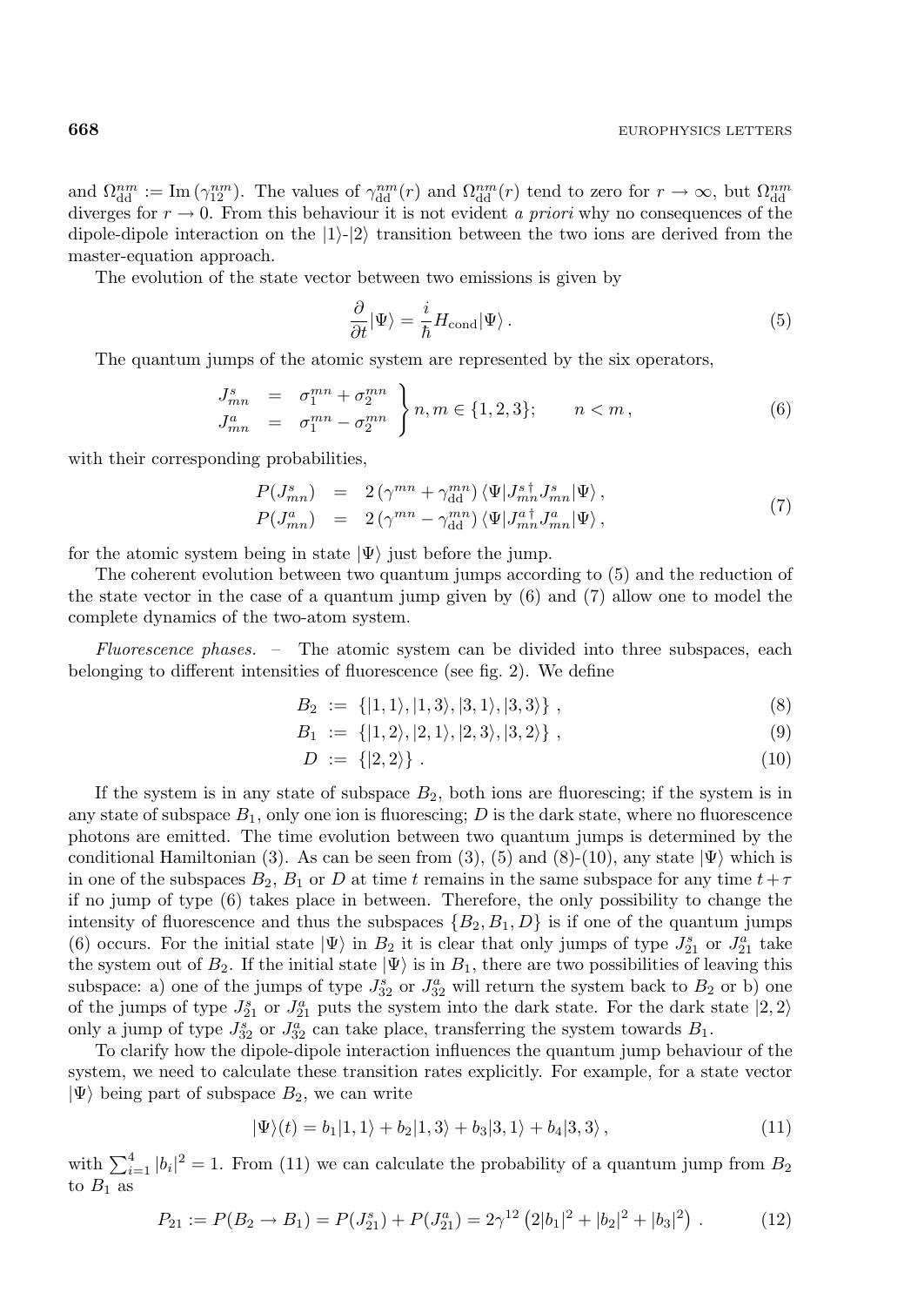and $\Omega_{\rm dd}^{nm} := {\rm Im}\,(\gamma_{12}^{nm})$. The values of $\gamma_{\rm dd}^{nm}(r)$ and $\Omega_{\rm dd}^{nm}(r)$ tend to zero for $r \to \infty$, but $\Omega_{\rm dd}^{nm}$ diverges for $r \to 0$. From this behaviour it is not evident *a priori* why no consequences of the dipole-dipole interaction on the $|1\rangle$-$|2\rangle$ transition between the two ions are derived from the master-equation approach.

The evolution of the state vector between two emissions is given by

$$\frac{\partial}{\partial t}|\Psi\rangle = \frac{i}{\hbar} H_{\rm cond} |\Psi\rangle \,. \tag{5}$$

The quantum jumps of the atomic system are represented by the six operators,

$$\left.\begin{array}{lcl} J_{mn}^s & = & \sigma_1^{mn} + \sigma_2^{mn} \\ J_{mn}^a & = & \sigma_1^{mn} - \sigma_2^{mn} \end{array}\right\} n, m \in \{1,2,3\}; \qquad n < m \,, \tag{6}$$

with their corresponding probabilities,

$$\begin{array}{lcl} P(J_{mn}^s) & = & 2\,(\gamma^{mn} + \gamma_{\rm dd}^{mn})\,\langle\Psi|J_{mn}^{s\,\dagger} J_{mn}^s|\Psi\rangle \,, \\ P(J_{mn}^a) & = & 2\,(\gamma^{mn} - \gamma_{\rm dd}^{mn})\,\langle\Psi|J_{mn}^{a\,\dagger} J_{mn}^a|\Psi\rangle \,, \end{array} \tag{7}$$

for the atomic system being in state $|\Psi\rangle$ just before the jump.

The coherent evolution between two quantum jumps according to (5) and the reduction of the state vector in the case of a quantum jump given by (6) and (7) allow one to model the complete dynamics of the two-atom system.

*Fluorescence phases.* – The atomic system can be divided into three subspaces, each belonging to different intensities of fluorescence (see fig. 2). We define

$$B_2 := \{|1,1\rangle, |1,3\rangle, |3,1\rangle, |3,3\rangle\} \,, \tag{8}$$

$$B_1 := \{|1,2\rangle, |2,1\rangle, |2,3\rangle, |3,2\rangle\} \,, \tag{9}$$

$$D := \{|2,2\rangle\} \,. \tag{10}$$

If the system is in any state of subspace $B_2$, both ions are fluorescing; if the system is in any state of subspace $B_1$, only one ion is fluorescing; $D$ is the dark state, where no fluorescence photons are emitted. The time evolution between two quantum jumps is determined by the conditional Hamiltonian (3). As can be seen from (3), (5) and (8)-(10), any state $|\Psi\rangle$ which is in one of the subspaces $B_2$, $B_1$ or $D$ at time $t$ remains in the same subspace for any time $t+\tau$ if no jump of type (6) takes place in between. Therefore, the only possibility to change the intensity of fluorescence and thus the subspaces $\{B_2, B_1, D\}$ is if one of the quantum jumps (6) occurs. For the initial state $|\Psi\rangle$ in $B_2$ it is clear that only jumps of type $J_{21}^s$ or $J_{21}^a$ take the system out of $B_2$. If the initial state $|\Psi\rangle$ is in $B_1$, there are two possibilities of leaving this subspace: a) one of the jumps of type $J_{32}^s$ or $J_{32}^a$ will return the system back to $B_2$ or b) one of the jumps of type $J_{21}^s$ or $J_{21}^a$ puts the system into the dark state. For the dark state $|2,2\rangle$ only a jump of type $J_{32}^s$ or $J_{32}^a$ can take place, transferring the system towards $B_1$.

To clarify how the dipole-dipole interaction influences the quantum jump behaviour of the system, we need to calculate these transition rates explicitly. For example, for a state vector $|\Psi\rangle$ being part of subspace $B_2$, we can write

$$|\Psi\rangle(t) = b_1|1,1\rangle + b_2|1,3\rangle + b_3|3,1\rangle + b_4|3,3\rangle \,, \tag{11}$$

with $\sum_{i=1}^4 |b_i|^2 = 1$. From (11) we can calculate the probability of a quantum jump from $B_2$ to $B_1$ as

$$P_{21} := P(B_2 \to B_1) = P(J_{21}^s) + P(J_{21}^a) = 2\gamma^{12}\left(2|b_1|^2 + |b_2|^2 + |b_3|^2\right) . \tag{12}$$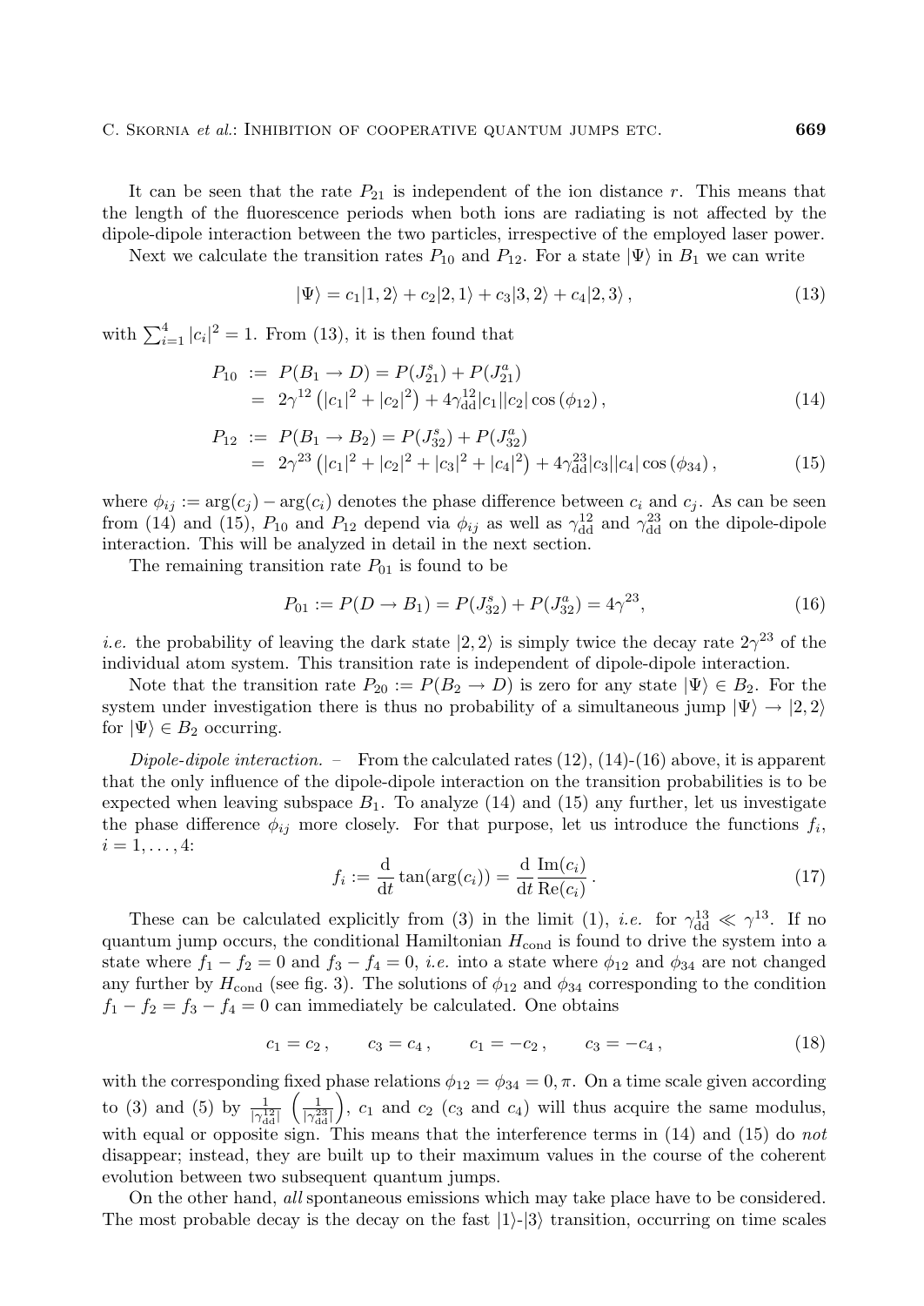It can be seen that the rate $P_{21}$ is independent of the ion distance $r$. This means that the length of the fluorescence periods when both ions are radiating is not affected by the dipole-dipole interaction between the two particles, irrespective of the employed laser power.

Next we calculate the transition rates $P_{10}$ and $P_{12}$. For a state $|\Psi\rangle$ in $B_1$ we can write

$$|\Psi\rangle = c_1|1,2\rangle + c_2|2,1\rangle + c_3|3,2\rangle + c_4|2,3\rangle\,, \tag{13}$$

with $\sum_{i=1}^{4}|c_i|^2 = 1$. From (13), it is then found that

$$\begin{aligned} P_{10} &:= P(B_1 \to D) = P(J_{21}^s) + P(J_{21}^a) \\ &= 2\gamma^{12}\left(|c_1|^2 + |c_2|^2\right) + 4\gamma_{\rm dd}^{12}|c_1||c_2|\cos\left(\phi_{12}\right), \end{aligned} \tag{14}$$

$$\begin{aligned} P_{12} &:= P(B_1 \to B_2) = P(J_{32}^s) + P(J_{32}^a) \\ &= 2\gamma^{23}\left(|c_1|^2 + |c_2|^2 + |c_3|^2 + |c_4|^2\right) + 4\gamma_{\rm dd}^{23}|c_3||c_4|\cos\left(\phi_{34}\right), \end{aligned} \tag{15}$$

where $\phi_{ij} := \arg(c_j) - \arg(c_i)$ denotes the phase difference between $c_i$ and $c_j$. As can be seen from (14) and (15), $P_{10}$ and $P_{12}$ depend via $\phi_{ij}$ as well as $\gamma_{\rm dd}^{12}$ and $\gamma_{\rm dd}^{23}$ on the dipole-dipole interaction. This will be analyzed in detail in the next section.

The remaining transition rate $P_{01}$ is found to be

$$P_{01} := P(D \to B_1) = P(J_{32}^s) + P(J_{32}^a) = 4\gamma^{23}, \tag{16}$$

*i.e.* the probability of leaving the dark state $|2,2\rangle$ is simply twice the decay rate $2\gamma^{23}$ of the individual atom system. This transition rate is independent of dipole-dipole interaction.

Note that the transition rate $P_{20} := P(B_2 \to D)$ is zero for any state $|\Psi\rangle \in B_2$. For the system under investigation there is thus no probability of a simultaneous jump $|\Psi\rangle \to |2,2\rangle$ for $|\Psi\rangle \in B_2$ occurring.

*Dipole-dipole interaction.* – From the calculated rates (12), (14)-(16) above, it is apparent that the only influence of the dipole-dipole interaction on the transition probabilities is to be expected when leaving subspace $B_1$. To analyze (14) and (15) any further, let us investigate the phase difference $\phi_{ij}$ more closely. For that purpose, let us introduce the functions $f_i$, $i = 1, \ldots, 4$:

$$f_i := \frac{\mathrm{d}}{\mathrm{d}t}\tan(\arg(c_i)) = \frac{\mathrm{d}}{\mathrm{d}t}\frac{\mathrm{Im}(c_i)}{\mathrm{Re}(c_i)}\,. \tag{17}$$

These can be calculated explicitly from (3) in the limit (1), *i.e.* for $\gamma_{\rm dd}^{13} \ll \gamma^{13}$. If no quantum jump occurs, the conditional Hamiltonian $H_{\rm cond}$ is found to drive the system into a state where $f_1 - f_2 = 0$ and $f_3 - f_4 = 0$, *i.e.* into a state where $\phi_{12}$ and $\phi_{34}$ are not changed any further by $H_{\rm cond}$ (see fig. 3). The solutions of $\phi_{12}$ and $\phi_{34}$ corresponding to the condition $f_1 - f_2 = f_3 - f_4 = 0$ can immediately be calculated. One obtains

$$c_1 = c_2\,, \qquad c_3 = c_4\,, \qquad c_1 = -c_2\,, \qquad c_3 = -c_4\,, \tag{18}$$

with the corresponding fixed phase relations $\phi_{12} = \phi_{34} = 0, \pi$. On a time scale given according to (3) and (5) by $\frac{1}{|\gamma_{\rm dd}^{12}|}$ $\left(\frac{1}{|\gamma_{\rm dd}^{23}|}\right)$, $c_1$ and $c_2$ ($c_3$ and $c_4$) will thus acquire the same modulus, with equal or opposite sign. This means that the interference terms in (14) and (15) do *not* disappear; instead, they are built up to their maximum values in the course of the coherent evolution between two subsequent quantum jumps.

On the other hand, *all* spontaneous emissions which may take place have to be considered. The most probable decay is the decay on the fast $|1\rangle$-$|3\rangle$ transition, occurring on time scales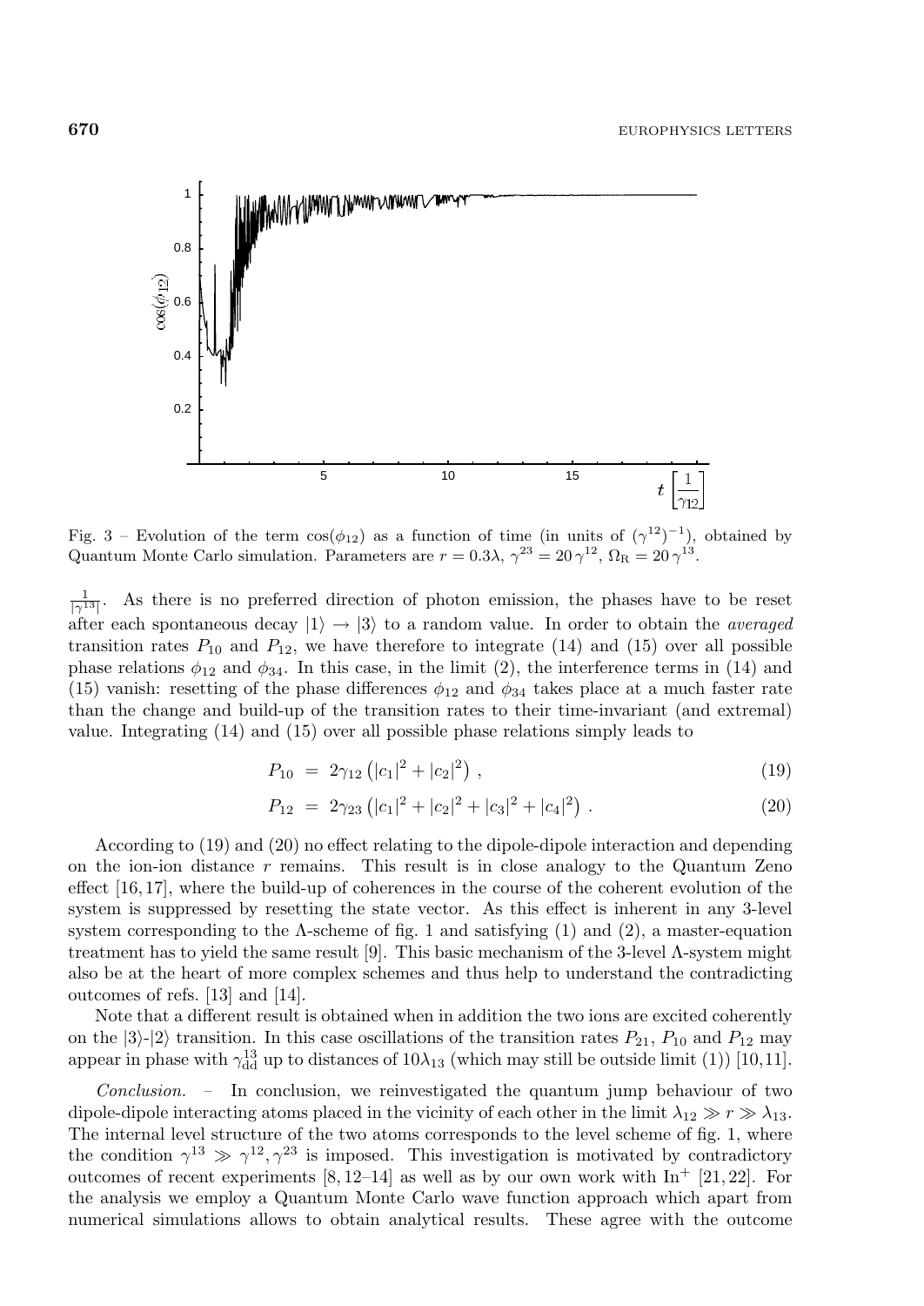Fig. 3 – Evolution of the term $\cos(\phi_{12})$ as a function of time (in units of $(\gamma^{12})^{-1}$), obtained by Quantum Monte Carlo simulation. Parameters are $r = 0.3\lambda$, $\gamma^{23} = 20\,\gamma^{12}$, $\Omega_{\rm R} = 20\,\gamma^{13}$.

$\frac{1}{|\gamma^{13}|}$. As there is no preferred direction of photon emission, the phases have to be reset after each spontaneous decay $|1\rangle \to |3\rangle$ to a random value. In order to obtain the *averaged* transition rates $P_{10}$ and $P_{12}$, we have therefore to integrate (14) and (15) over all possible phase relations $\phi_{12}$ and $\phi_{34}$. In this case, in the limit (2), the interference terms in (14) and (15) vanish: resetting of the phase differences $\phi_{12}$ and $\phi_{34}$ takes place at a much faster rate than the change and build-up of the transition rates to their time-invariant (and extremal) value. Integrating (14) and (15) over all possible phase relations simply leads to

$$P_{10} = 2\gamma_{12}\left(|c_1|^2 + |c_2|^2\right), \tag{19}$$

$$P_{12} = 2\gamma_{23}\left(|c_1|^2 + |c_2|^2 + |c_3|^2 + |c_4|^2\right). \tag{20}$$

According to (19) and (20) no effect relating to the dipole-dipole interaction and depending on the ion-ion distance $r$ remains. This result is in close analogy to the Quantum Zeno effect [16,17], where the build-up of coherences in the course of the coherent evolution of the system is suppressed by resetting the state vector. As this effect is inherent in any 3-level system corresponding to the $\Lambda$-scheme of fig. 1 and satisfying (1) and (2), a master-equation treatment has to yield the same result [9]. This basic mechanism of the 3-level $\Lambda$-system might also be at the heart of more complex schemes and thus help to understand the contradicting outcomes of refs. [13] and [14].

Note that a different result is obtained when in addition the two ions are excited coherently on the $|3\rangle$-$|2\rangle$ transition. In this case oscillations of the transition rates $P_{21}$, $P_{10}$ and $P_{12}$ may appear in phase with $\gamma_{\rm dd}^{13}$ up to distances of $10\lambda_{13}$ (which may still be outside limit (1)) [10,11].

*Conclusion.* – In conclusion, we reinvestigated the quantum jump behaviour of two dipole-dipole interacting atoms placed in the vicinity of each other in the limit $\lambda_{12} \gg r \gg \lambda_{13}$. The internal level structure of the two atoms corresponds to the level scheme of fig. 1, where the condition $\gamma^{13} \gg \gamma^{12}, \gamma^{23}$ is imposed. This investigation is motivated by contradictory outcomes of recent experiments [8,12–14] as well as by our own work with $\mathrm{In}^+$ [21,22]. For the analysis we employ a Quantum Monte Carlo wave function approach which apart from numerical simulations allows to obtain analytical results. These agree with the outcome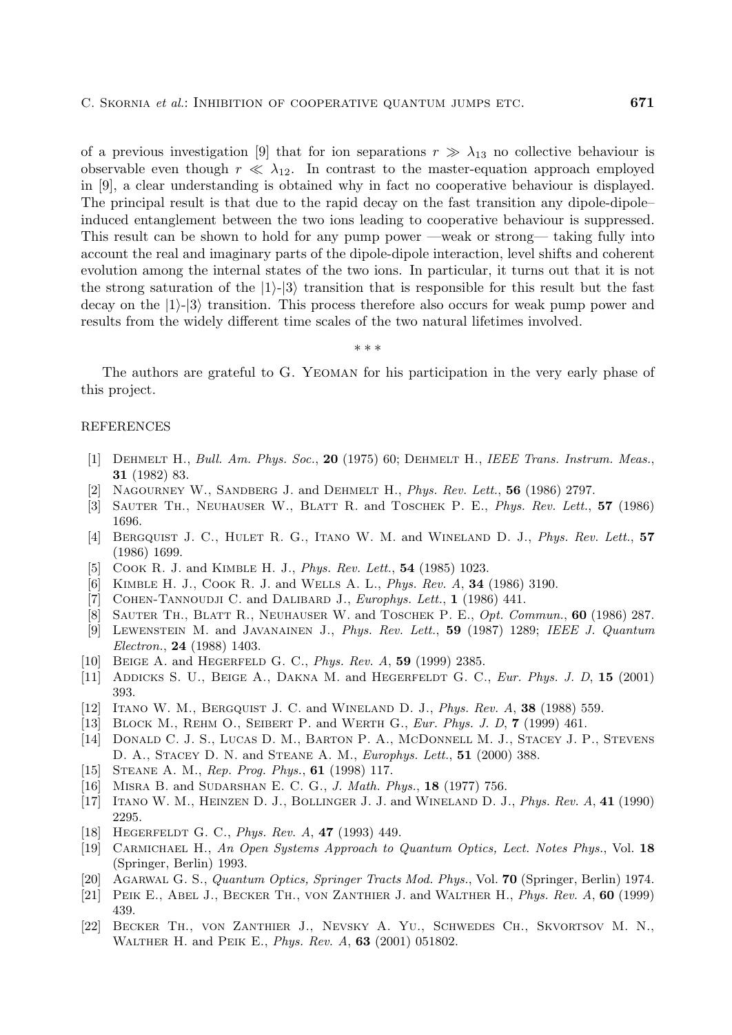of a previous investigation [9] that for ion separations $r \gg \lambda_{13}$ no collective behaviour is observable even though $r \ll \lambda_{12}$. In contrast to the master-equation approach employed in [9], a clear understanding is obtained why in fact no cooperative behaviour is displayed. The principal result is that due to the rapid decay on the fast transition any dipole-dipole–induced entanglement between the two ions leading to cooperative behaviour is suppressed. This result can be shown to hold for any pump power —weak or strong— taking fully into account the real and imaginary parts of the dipole-dipole interaction, level shifts and coherent evolution among the internal states of the two ions. In particular, it turns out that it is not the strong saturation of the $|1\rangle$-$|3\rangle$ transition that is responsible for this result but the fast decay on the $|1\rangle$-$|3\rangle$ transition. This process therefore also occurs for weak pump power and results from the widely different time scales of the two natural lifetimes involved.

\* \* \*

The authors are grateful to G. Yeoman for his participation in the very early phase of this project.

## REFERENCES

[1] Dehmelt H., *Bull. Am. Phys. Soc.*, **20** (1975) 60; Dehmelt H., *IEEE Trans. Instrum. Meas.*, **31** (1982) 83.

[2] Nagourney W., Sandberg J. and Dehmelt H., *Phys. Rev. Lett.*, **56** (1986) 2797.

[3] Sauter Th., Neuhauser W., Blatt R. and Toschek P. E., *Phys. Rev. Lett.*, **57** (1986) 1696.

[4] Bergquist J. C., Hulet R. G., Itano W. M. and Wineland D. J., *Phys. Rev. Lett.*, **57** (1986) 1699.

[5] Cook R. J. and Kimble H. J., *Phys. Rev. Lett.*, **54** (1985) 1023.

[6] Kimble H. J., Cook R. J. and Wells A. L., *Phys. Rev. A*, **34** (1986) 3190.

[7] Cohen-Tannoudji C. and Dalibard J., *Europhys. Lett.*, **1** (1986) 441.

[8] Sauter Th., Blatt R., Neuhauser W. and Toschek P. E., *Opt. Commun.*, **60** (1986) 287.

[9] Lewenstein M. and Javanainen J., *Phys. Rev. Lett.*, **59** (1987) 1289; *IEEE J. Quantum Electron.*, **24** (1988) 1403.

[10] Beige A. and Hegerfeld G. C., *Phys. Rev. A*, **59** (1999) 2385.

[11] Addicks S. U., Beige A., Dakna M. and Hegerfeldt G. C., *Eur. Phys. J. D*, **15** (2001) 393.

[12] Itano W. M., Bergquist J. C. and Wineland D. J., *Phys. Rev. A*, **38** (1988) 559.

[13] Block M., Rehm O., Seibert P. and Werth G., *Eur. Phys. J. D*, **7** (1999) 461.

[14] Donald C. J. S., Lucas D. M., Barton P. A., McDonnell M. J., Stacey J. P., Stevens D. A., Stacey D. N. and Steane A. M., *Europhys. Lett.*, **51** (2000) 388.

[15] Steane A. M., *Rep. Prog. Phys.*, **61** (1998) 117.

[16] Misra B. and Sudarshan E. C. G., *J. Math. Phys.*, **18** (1977) 756.

[17] Itano W. M., Heinzen D. J., Bollinger J. J. and Wineland D. J., *Phys. Rev. A*, **41** (1990) 2295.

[18] Hegerfeldt G. C., *Phys. Rev. A*, **47** (1993) 449.

[19] Carmichael H., *An Open Systems Approach to Quantum Optics, Lect. Notes Phys.*, Vol. **18** (Springer, Berlin) 1993.

[20] Agarwal G. S., *Quantum Optics, Springer Tracts Mod. Phys.*, Vol. **70** (Springer, Berlin) 1974.

[21] Peik E., Abel J., Becker Th., von Zanthier J. and Walther H., *Phys. Rev. A*, **60** (1999) 439.

[22] Becker Th., von Zanthier J., Nevsky A. Yu., Schwedes Ch., Skvortsov M. N., Walther H. and Peik E., *Phys. Rev. A*, **63** (2001) 051802.